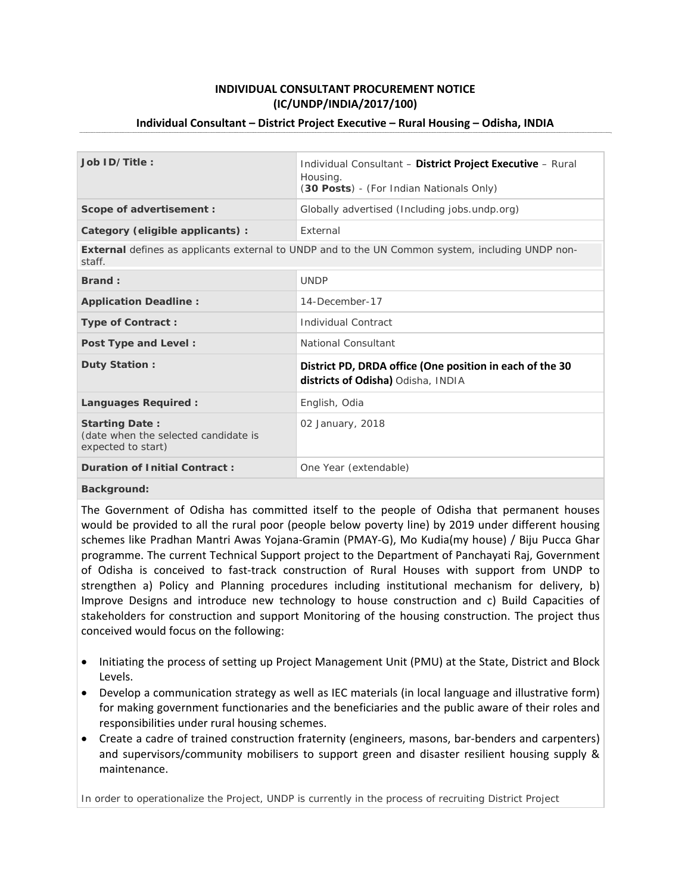**INDIVIDUAL CONSULTANT PROCUREMENT NOTICE**
**(IC/UNDP/INDIA/2017/100)**

**Individual Consultant – District Project Executive – Rural Housing – Odisha, INDIA**

| | |
|---|---|
| **Job ID/Title :** | Individual Consultant – **District Project Executive** – Rural Housing. (**30 Posts**) - (For Indian Nationals Only) |
| **Scope of advertisement :** | Globally advertised (Including jobs.undp.org) |
| **Category (eligible applicants) :** | External |
| **External** defines as applicants external to UNDP and to the UN Common system, including UNDP non-staff. | |
| **Brand :** | UNDP |
| **Application Deadline :** | 14-December-17 |
| **Type of Contract :** | Individual Contract |
| **Post Type and Level :** | National Consultant |
| **Duty Station :** | **District PD, DRDA office (One position in each of the 30 districts of Odisha)** Odisha, INDIA |
| **Languages Required :** | English, Odia |
| **Starting Date :** (date when the selected candidate is expected to start) | 02 January, 2018 |
| **Duration of Initial Contract :** | One Year (extendable) |

**Background:**

The Government of Odisha has committed itself to the people of Odisha that permanent houses would be provided to all the rural poor (people below poverty line) by 2019 under different housing schemes like Pradhan Mantri Awas Yojana-Gramin (PMAY-G), Mo Kudia(my house) / Biju Pucca Ghar programme. The current Technical Support project to the Department of Panchayati Raj, Government of Odisha is conceived to fast-track construction of Rural Houses with support from UNDP to strengthen a) Policy and Planning procedures including institutional mechanism for delivery, b) Improve Designs and introduce new technology to house construction and c) Build Capacities of stakeholders for construction and support Monitoring of the housing construction. The project thus conceived would focus on the following:

- Initiating the process of setting up Project Management Unit (PMU) at the State, District and Block Levels.
- Develop a communication strategy as well as IEC materials (in local language and illustrative form) for making government functionaries and the beneficiaries and the public aware of their roles and responsibilities under rural housing schemes.
- Create a cadre of trained construction fraternity (engineers, masons, bar-benders and carpenters) and supervisors/community mobilisers to support green and disaster resilient housing supply & maintenance.

In order to operationalize the Project, UNDP is currently in the process of recruiting District Project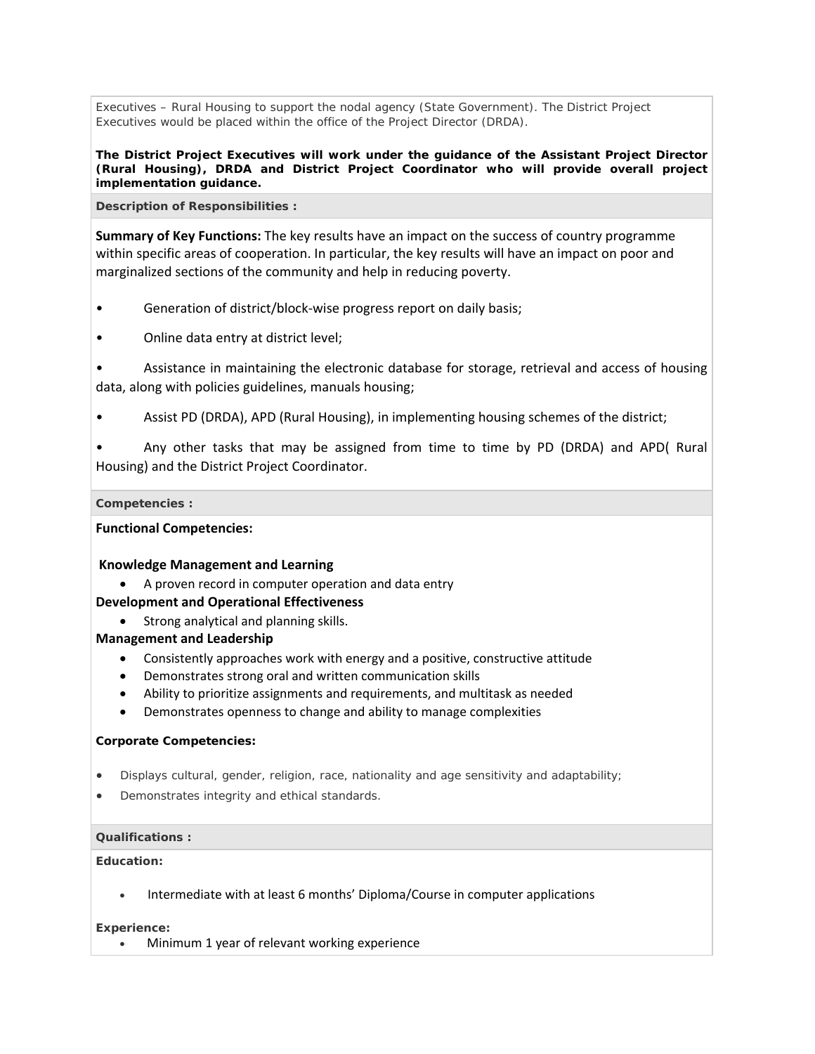Executives – Rural Housing to support the nodal agency (State Government). The District Project Executives would be placed within the office of the Project Director (DRDA).

**The District Project Executives will work under the guidance of the Assistant Project Director (Rural Housing), DRDA and District Project Coordinator who will provide overall project implementation guidance.**

**Description of Responsibilities :**

**Summary of Key Functions:** The key results have an impact on the success of country programme within specific areas of cooperation. In particular, the key results will have an impact on poor and marginalized sections of the community and help in reducing poverty.

- Generation of district/block-wise progress report on daily basis;
- Online data entry at district level;
- Assistance in maintaining the electronic database for storage, retrieval and access of housing data, along with policies guidelines, manuals housing;
- Assist PD (DRDA), APD (Rural Housing), in implementing housing schemes of the district;
- Any other tasks that may be assigned from time to time by PD (DRDA) and APD( Rural Housing) and the District Project Coordinator.

**Competencies :**

**Functional Competencies:**

**Knowledge Management and Learning**

- A proven record in computer operation and data entry

**Development and Operational Effectiveness**

- Strong analytical and planning skills.

**Management and Leadership**

- Consistently approaches work with energy and a positive, constructive attitude
- Demonstrates strong oral and written communication skills
- Ability to prioritize assignments and requirements, and multitask as needed
- Demonstrates openness to change and ability to manage complexities

**Corporate Competencies:**

- Displays cultural, gender, religion, race, nationality and age sensitivity and adaptability;
- Demonstrates integrity and ethical standards.

**Qualifications :**

**Education:**

- Intermediate with at least 6 months' Diploma/Course in computer applications

**Experience:**

- Minimum 1 year of relevant working experience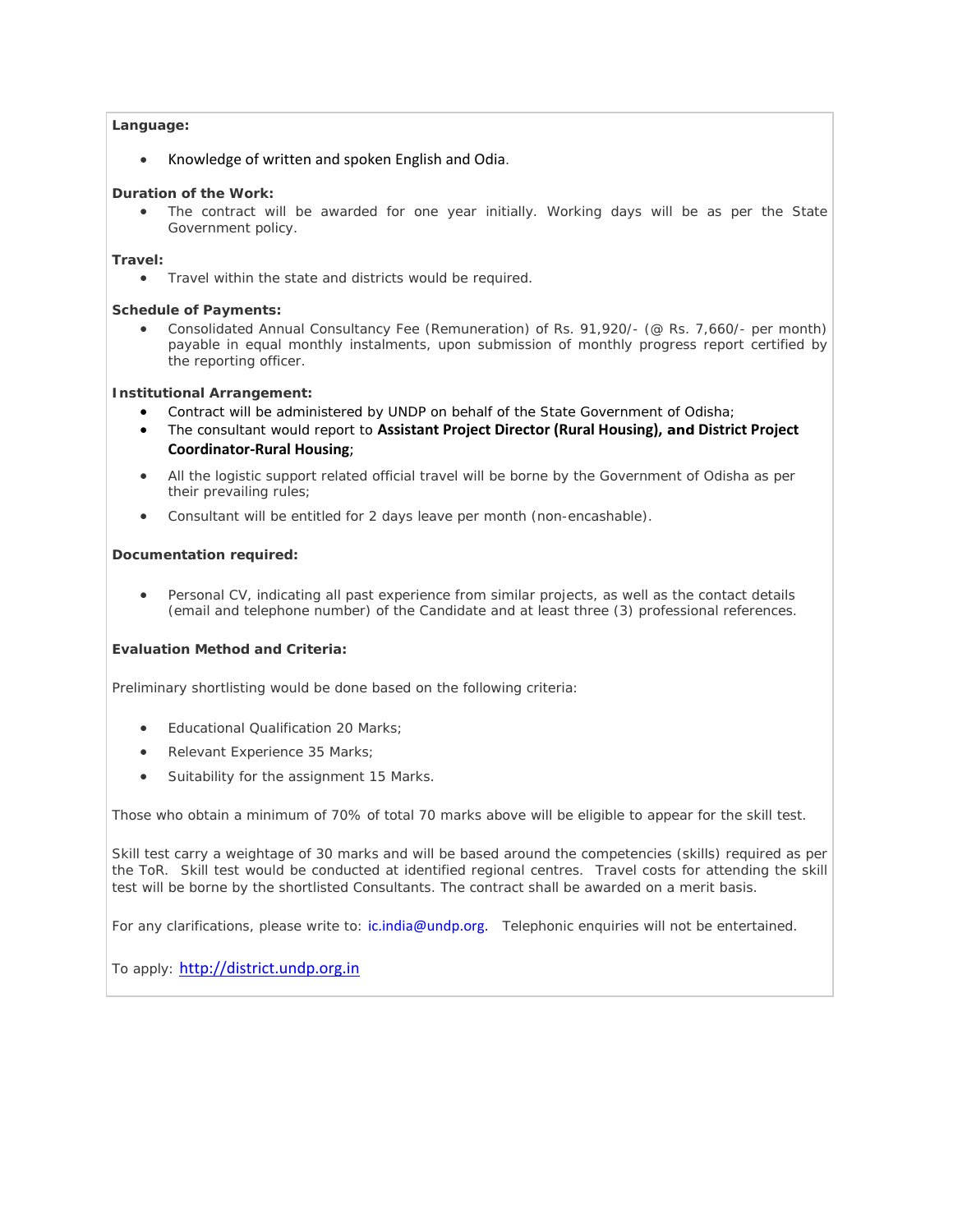**Language:**

- Knowledge of written and spoken English and Odia.

**Duration of the Work:**

- The contract will be awarded for one year initially. Working days will be as per the State Government policy.

**Travel:**

- Travel within the state and districts would be required.

**Schedule of Payments:**

- Consolidated Annual Consultancy Fee (Remuneration) of Rs. 91,920/- (@ Rs. 7,660/- per month) payable in equal monthly instalments, upon submission of monthly progress report certified by the reporting officer.

**Institutional Arrangement:**

- Contract will be administered by UNDP on behalf of the State Government of Odisha;
- The consultant would report to **Assistant Project Director (Rural Housing), and District Project Coordinator-Rural Housing**;
- All the logistic support related official travel will be borne by the Government of Odisha as per their prevailing rules;
- Consultant will be entitled for 2 days leave per month (non-encashable).

**Documentation required:**

- Personal CV, indicating all past experience from similar projects, as well as the contact details (email and telephone number) of the Candidate and at least three (3) professional references.

**Evaluation Method and Criteria:**

Preliminary shortlisting would be done based on the following criteria:

- Educational Qualification 20 Marks;
- Relevant Experience 35 Marks;
- Suitability for the assignment 15 Marks.

Those who obtain a minimum of 70% of total 70 marks above will be eligible to appear for the skill test.

Skill test carry a weightage of 30 marks and will be based around the competencies (skills) required as per the ToR. Skill test would be conducted at identified regional centres. Travel costs for attending the skill test will be borne by the shortlisted Consultants. The contract shall be awarded on a merit basis.

For any clarifications, please write to: ic.india@undp.org. Telephonic enquiries will not be entertained.

To apply: http://district.undp.org.in